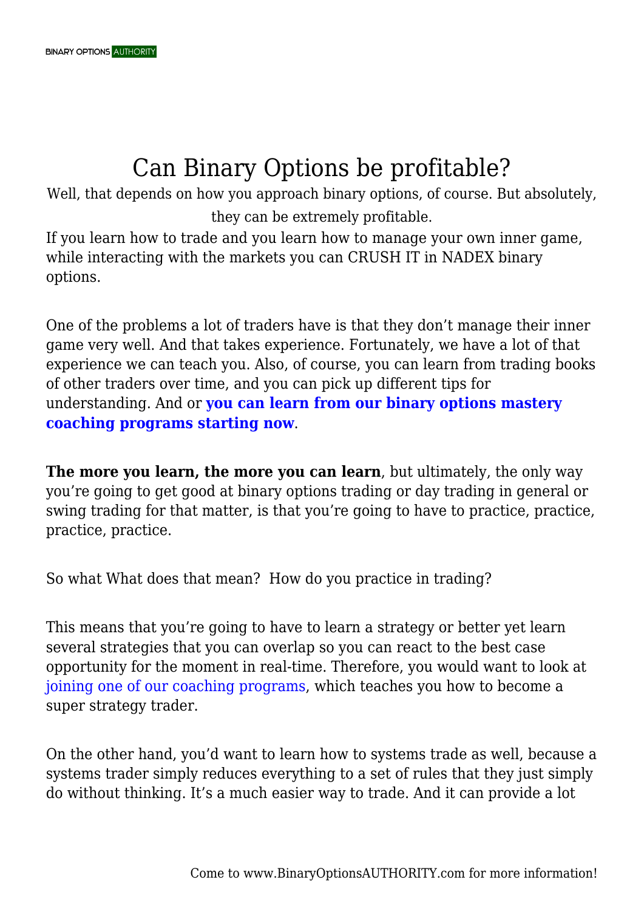# Can Binary Options be profitable?

Well, that depends on how you approach binary options, of course. But absolutely, they can be extremely profitable.

If you learn how to trade and you learn how to manage your own inner game, while interacting with the markets you can CRUSH IT in NADEX binary options.

One of the problems a lot of traders have is that they don't manage their inner game very well. And that takes experience. Fortunately, we have a lot of that experience we can teach you. Also, of course, you can learn from trading books of other traders over time, and you can pick up different tips for understanding. And or **you can learn from our binary options mastery coaching programs starting now**.

**The more you learn, the more you can learn**, but ultimately, the only way you're going to get good at binary options trading or day trading in general or swing trading for that matter, is that you're going to have to practice, practice, practice, practice.

So what What does that mean?  How do you practice in trading?

This means that you're going to have to learn a strategy or better yet learn several strategies that you can overlap so you can react to the best case opportunity for the moment in real-time. Therefore, you would want to look at joining one of our coaching programs, which teaches you how to become a super strategy trader.

On the other hand, you'd want to learn how to systems trade as well, because a systems trader simply reduces everything to a set of rules that they just simply do without thinking. It's a much easier way to trade. And it can provide a lot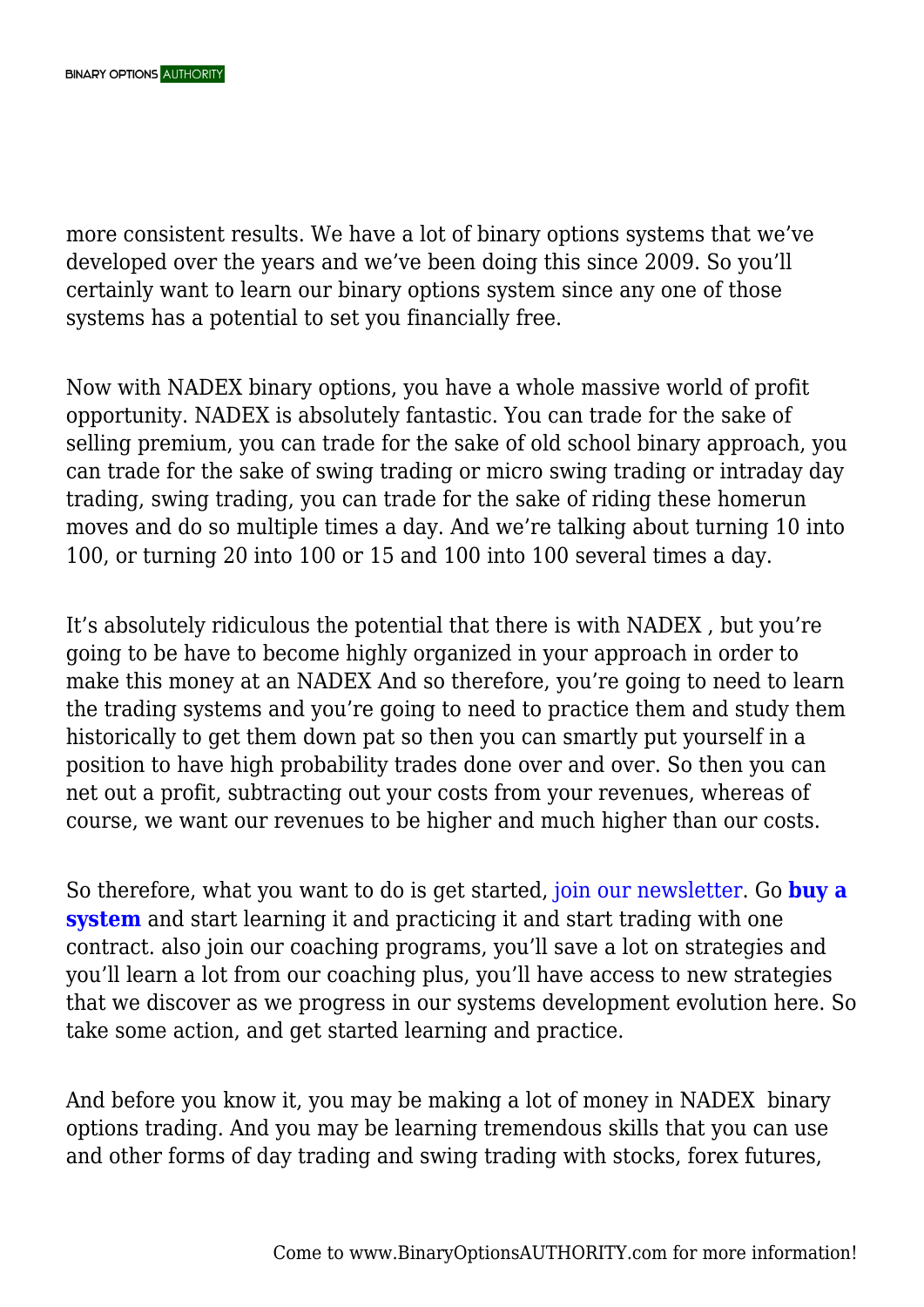more consistent results. We have a lot of binary options systems that we've developed over the years and we've been doing this since 2009. So you'll certainly want to learn our binary options system since any one of those systems has a potential to set you financially free.

Now with NADEX binary options, you have a whole massive world of profit opportunity. NADEX is absolutely fantastic. You can trade for the sake of selling premium, you can trade for the sake of old school binary approach, you can trade for the sake of swing trading or micro swing trading or intraday day trading, swing trading, you can trade for the sake of riding these homerun moves and do so multiple times a day. And we're talking about turning 10 into 100, or turning 20 into 100 or 15 and 100 into 100 several times a day.

It's absolutely ridiculous the potential that there is with NADEX , but you're going to be have to become highly organized in your approach in order to make this money at an NADEX And so therefore, you're going to need to learn the trading systems and you're going to need to practice them and study them historically to get them down pat so then you can smartly put yourself in a position to have high probability trades done over and over. So then you can net out a profit, subtracting out your costs from your revenues, whereas of course, we want our revenues to be higher and much higher than our costs.

So therefore, what you want to do is get started, join our newsletter. Go **buy a system** and start learning it and practicing it and start trading with one contract. also join our coaching programs, you'll save a lot on strategies and you'll learn a lot from our coaching plus, you'll have access to new strategies that we discover as we progress in our systems development evolution here. So take some action, and get started learning and practice.

And before you know it, you may be making a lot of money in NADEX binary options trading. And you may be learning tremendous skills that you can use and other forms of day trading and swing trading with stocks, forex futures,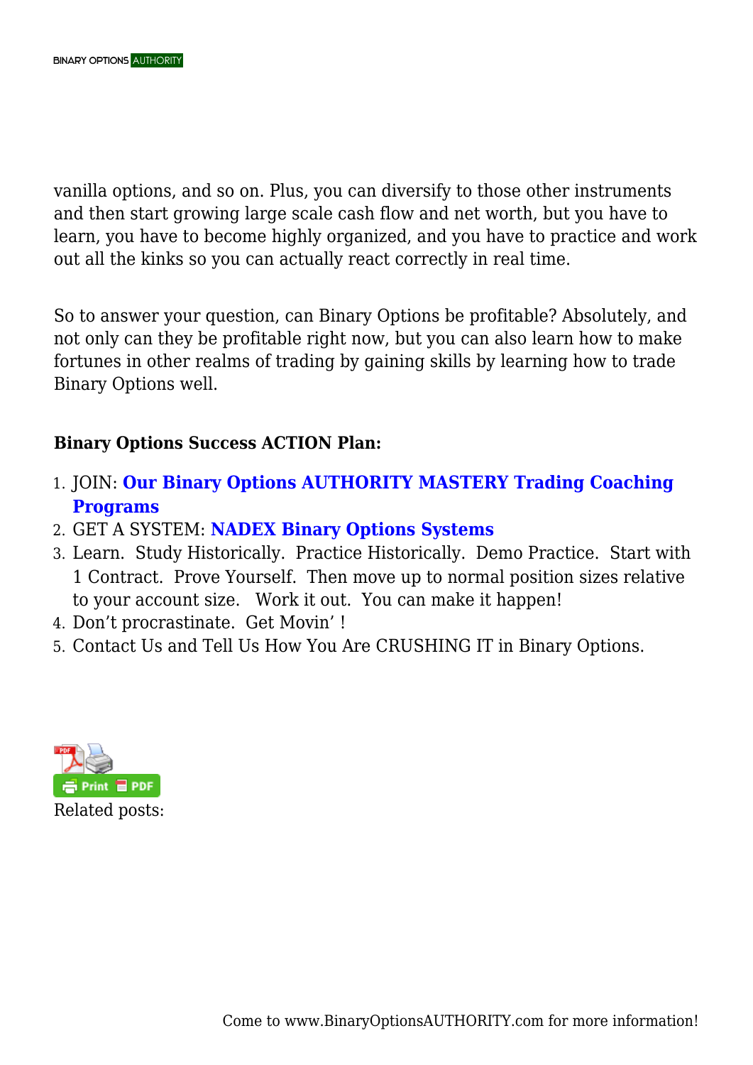vanilla options, and so on. Plus, you can diversify to those other instruments and then start growing large scale cash flow and net worth, but you have to learn, you have to become highly organized, and you have to practice and work out all the kinks so you can actually react correctly in real time.

So to answer your question, can Binary Options be profitable? Absolutely, and not only can they be profitable right now, but you can also learn how to make fortunes in other realms of trading by gaining skills by learning how to trade Binary Options well.

**Binary Options Success ACTION Plan:**

1. JOIN: **Our Binary Options AUTHORITY MASTERY Trading Coaching Programs**
2. GET A SYSTEM: **NADEX Binary Options Systems**
3. Learn. Study Historically. Practice Historically. Demo Practice. Start with 1 Contract. Prove Yourself. Then move up to normal position sizes relative to your account size. Work it out. You can make it happen!
4. Don't procrastinate. Get Movin' !
5. Contact Us and Tell Us How You Are CRUSHING IT in Binary Options.

Related posts: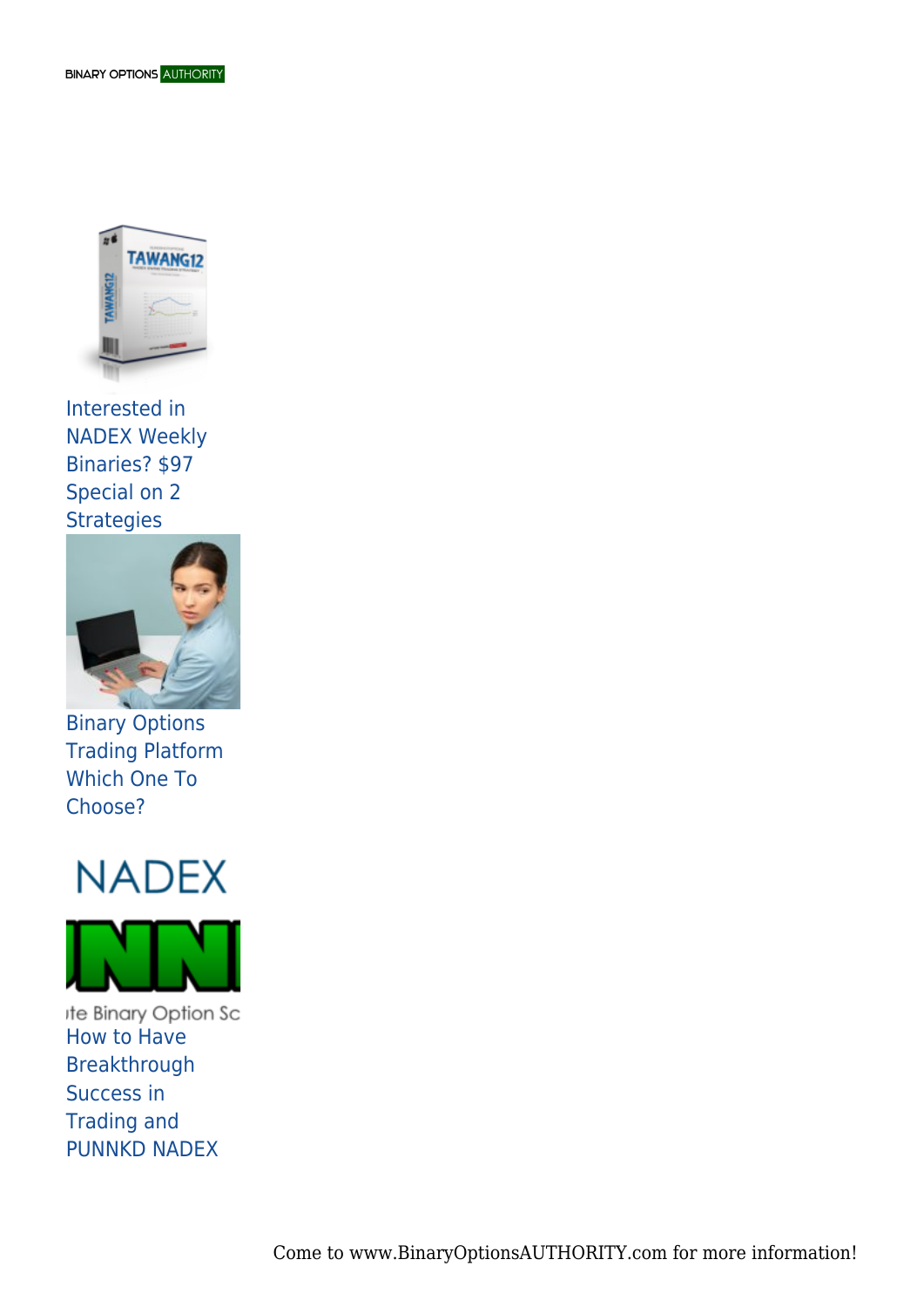Interested in NADEX Weekly Binaries? $97 Special on 2 Strategies

Binary Options Trading Platform Which One To Choose?

How to Have Breakthrough Success in Trading and PUNNKD NADEX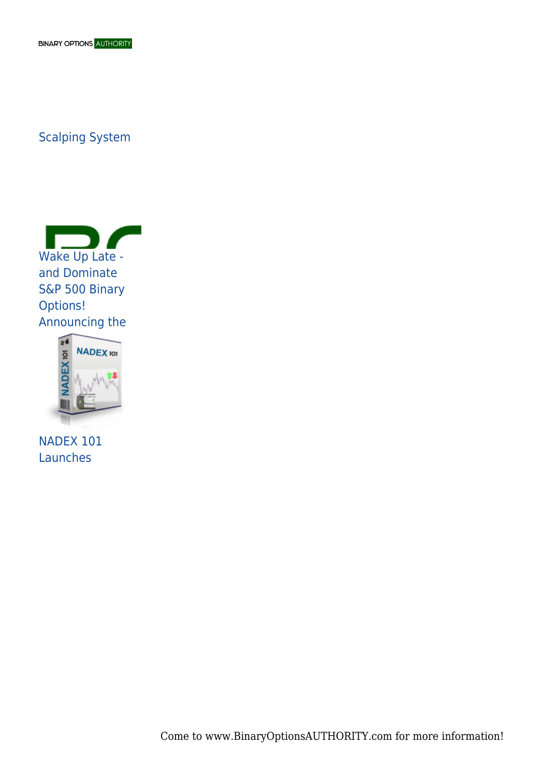Scalping System

Wake Up Late - and Dominate S&P 500 Binary Options!

Announcing the

NADEX 101 Launches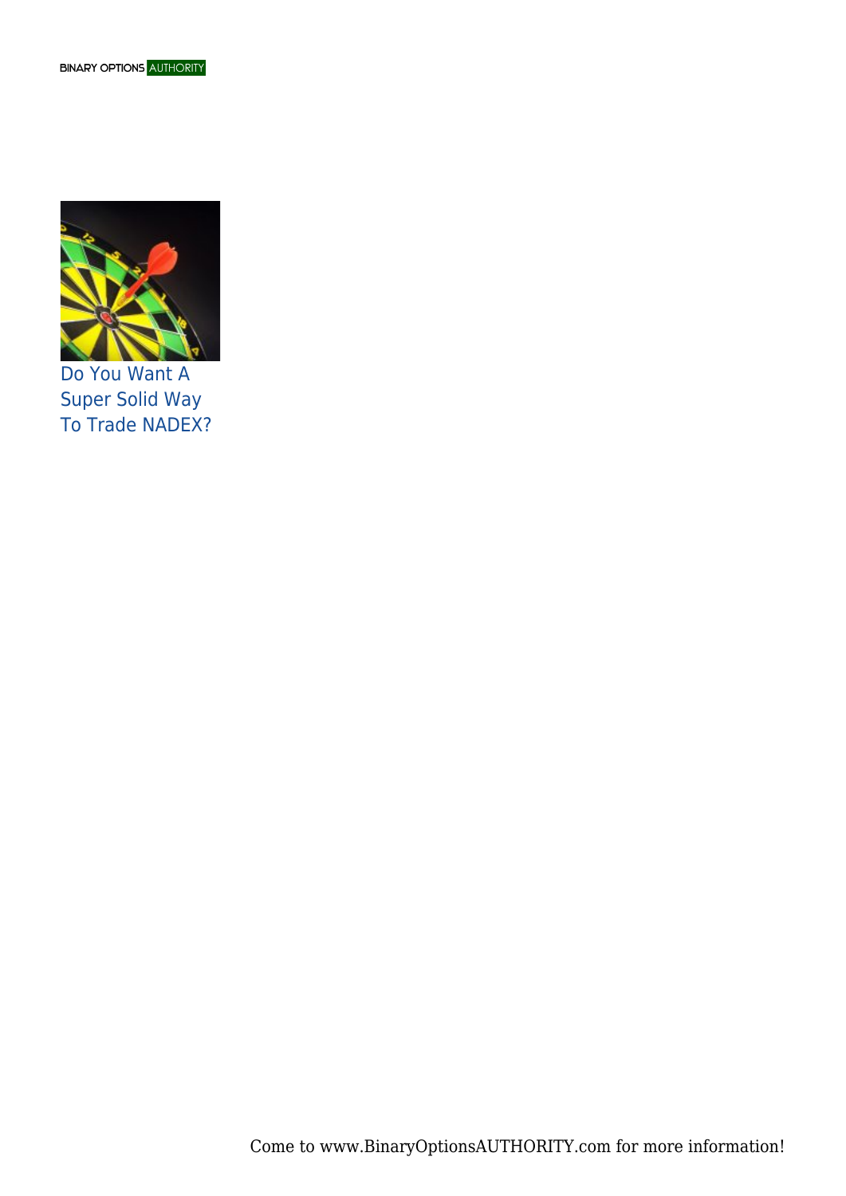Do You Want A Super Solid Way To Trade NADEX?